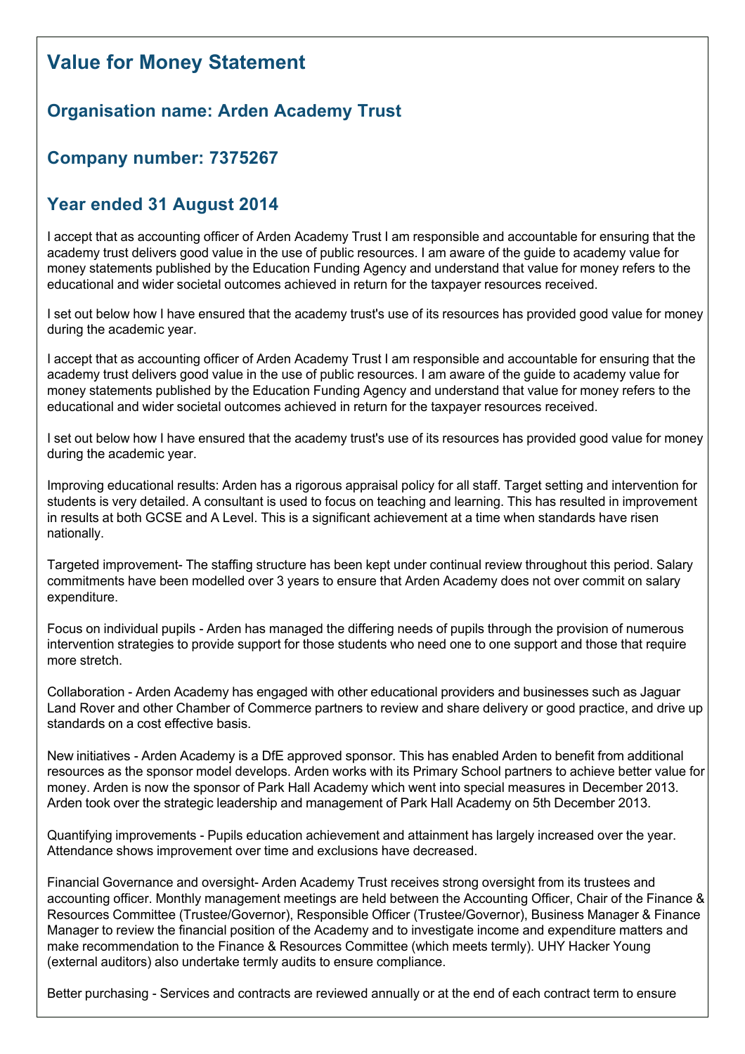# Value for Money Statement

## Organisation name: Arden Academy Trust

## Company number: 7375267

## Year ended 31 August 2014

I accept that as accounting officer of Arden Academy Trust I am responsible and accountable for ensuring that the academy trust delivers good value in the use of public resources. I am aware of the guide to academy value for money statements published by the Education Funding Agency and understand that value for money refers to the educational and wider societal outcomes achieved in return for the taxpayer resources received.

I set out below how I have ensured that the academy trust's use of its resources has provided good value for money during the academic year.

I accept that as accounting officer of Arden Academy Trust I am responsible and accountable for ensuring that the academy trust delivers good value in the use of public resources. I am aware of the guide to academy value for money statements published by the Education Funding Agency and understand that value for money refers to the educational and wider societal outcomes achieved in return for the taxpayer resources received.

I set out below how I have ensured that the academy trust's use of its resources has provided good value for money during the academic year.

Improving educational results: Arden has a rigorous appraisal policy for all staff. Target setting and intervention for students is very detailed. A consultant is used to focus on teaching and learning. This has resulted in improvement in results at both GCSE and A Level. This is a significant achievement at a time when standards have risen nationally.

Targeted improvement- The staffing structure has been kept under continual review throughout this period. Salary commitments have been modelled over 3 years to ensure that Arden Academy does not over commit on salary expenditure.

Focus on individual pupils - Arden has managed the differing needs of pupils through the provision of numerous intervention strategies to provide support for those students who need one to one support and those that require more stretch.

Collaboration - Arden Academy has engaged with other educational providers and businesses such as Jaguar Land Rover and other Chamber of Commerce partners to review and share delivery or good practice, and drive up standards on a cost effective basis.

New initiatives - Arden Academy is a DfE approved sponsor. This has enabled Arden to benefit from additional resources as the sponsor model develops. Arden works with its Primary School partners to achieve better value for money. Arden is now the sponsor of Park Hall Academy which went into special measures in December 2013. Arden took over the strategic leadership and management of Park Hall Academy on 5th December 2013.

Quantifying improvements - Pupils education achievement and attainment has largely increased over the year. Attendance shows improvement over time and exclusions have decreased.

Financial Governance and oversight- Arden Academy Trust receives strong oversight from its trustees and accounting officer. Monthly management meetings are held between the Accounting Officer, Chair of the Finance & Resources Committee (Trustee/Governor), Responsible Officer (Trustee/Governor), Business Manager & Finance Manager to review the financial position of the Academy and to investigate income and expenditure matters and make recommendation to the Finance & Resources Committee (which meets termly). UHY Hacker Young (external auditors) also undertake termly audits to ensure compliance.

Better purchasing - Services and contracts are reviewed annually or at the end of each contract term to ensure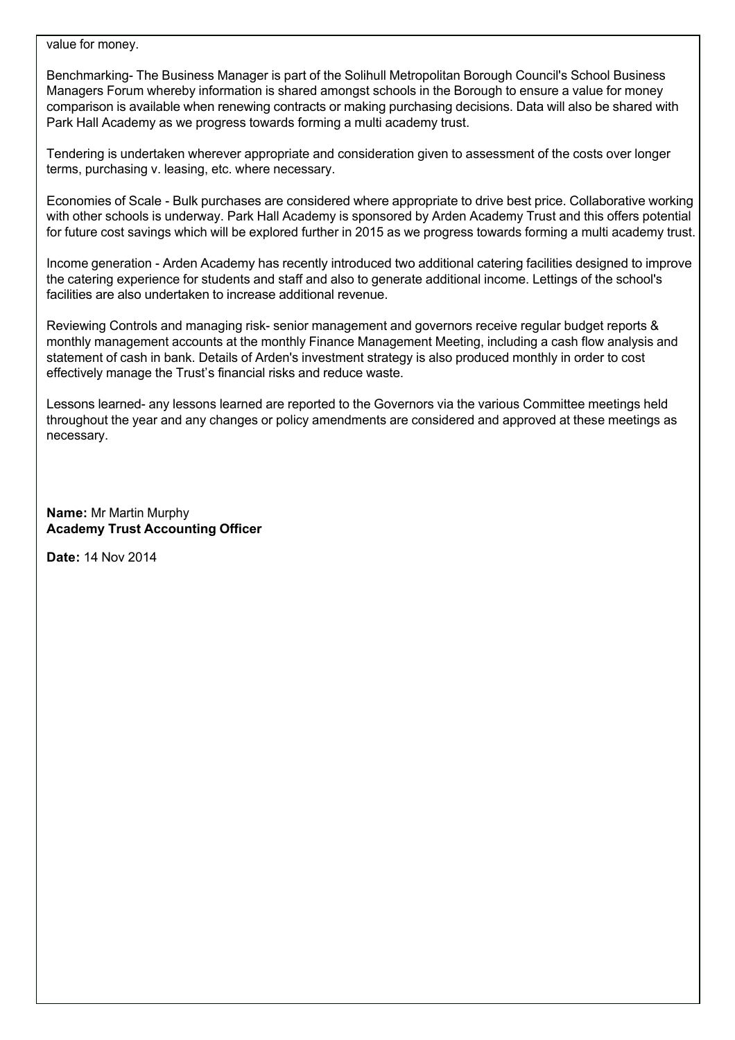value for money.

Benchmarking- The Business Manager is part of the Solihull Metropolitan Borough Council's School Business Managers Forum whereby information is shared amongst schools in the Borough to ensure a value for money comparison is available when renewing contracts or making purchasing decisions. Data will also be shared with Park Hall Academy as we progress towards forming a multi academy trust.

Tendering is undertaken wherever appropriate and consideration given to assessment of the costs over longer terms, purchasing v. leasing, etc. where necessary.

Economies of Scale - Bulk purchases are considered where appropriate to drive best price. Collaborative working with other schools is underway. Park Hall Academy is sponsored by Arden Academy Trust and this offers potential for future cost savings which will be explored further in 2015 as we progress towards forming a multi academy trust.

Income generation - Arden Academy has recently introduced two additional catering facilities designed to improve the catering experience for students and staff and also to generate additional income. Lettings of the school's facilities are also undertaken to increase additional revenue.

Reviewing Controls and managing risk- senior management and governors receive regular budget reports & monthly management accounts at the monthly Finance Management Meeting, including a cash flow analysis and statement of cash in bank. Details of Arden's investment strategy is also produced monthly in order to cost effectively manage the Trust's financial risks and reduce waste.

Lessons learned- any lessons learned are reported to the Governors via the various Committee meetings held throughout the year and any changes or policy amendments are considered and approved at these meetings as necessary.

**Name:** Mr Martin Murphy
**Academy Trust Accounting Officer**

**Date:** 14 Nov 2014